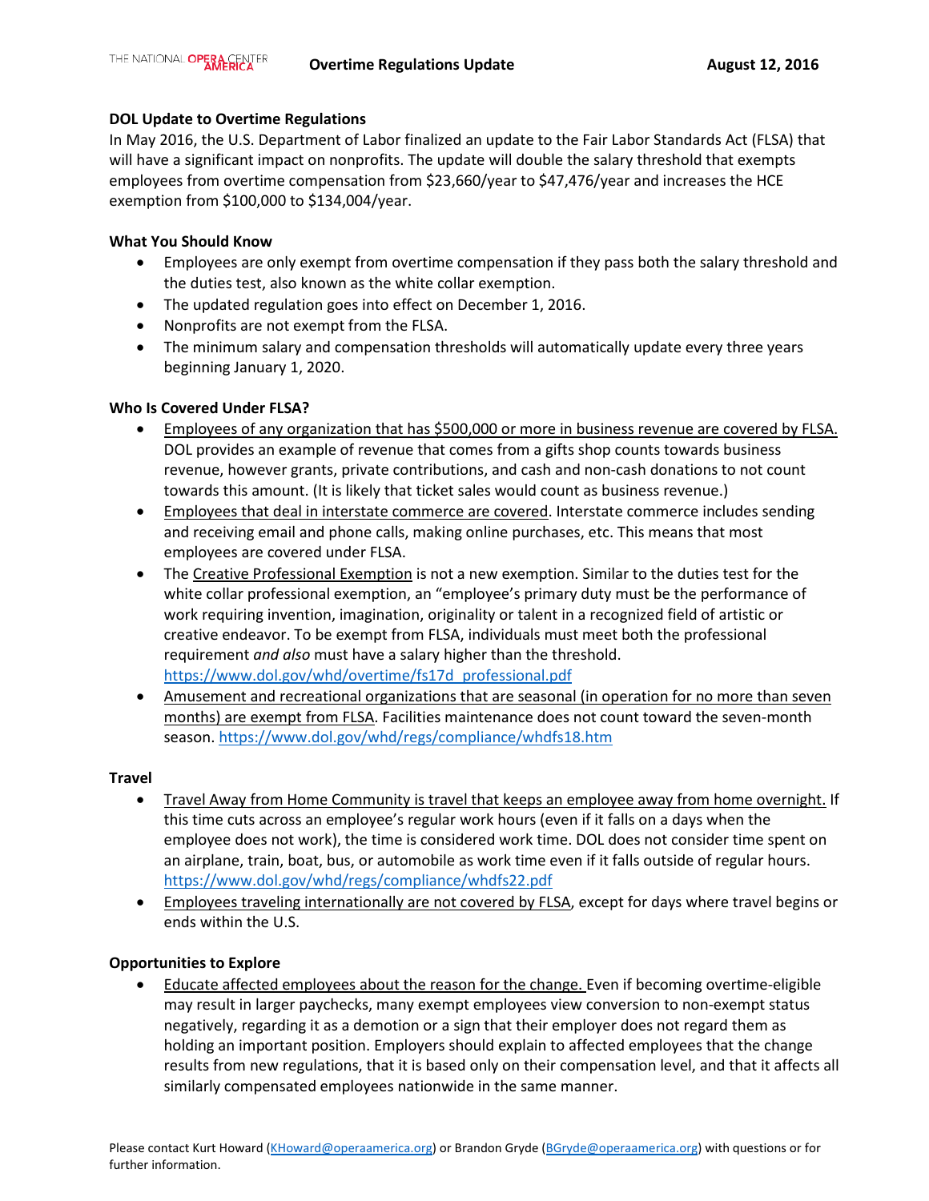# Overtime Regulations Update

August 12, 2016

## DOL Update to Overtime Regulations

In May 2016, the U.S. Department of Labor finalized an update to the Fair Labor Standards Act (FLSA) that will have a significant impact on nonprofits. The update will double the salary threshold that exempts employees from overtime compensation from $23,660/year to $47,476/year and increases the HCE exemption from $100,000 to $134,004/year.

## What You Should Know

- Employees are only exempt from overtime compensation if they pass both the salary threshold and the duties test, also known as the white collar exemption.
- The updated regulation goes into effect on December 1, 2016.
- Nonprofits are not exempt from the FLSA.
- The minimum salary and compensation thresholds will automatically update every three years beginning January 1, 2020.

## Who Is Covered Under FLSA?

- Employees of any organization that has $500,000 or more in business revenue are covered by FLSA. DOL provides an example of revenue that comes from a gifts shop counts towards business revenue, however grants, private contributions, and cash and non-cash donations to not count towards this amount. (It is likely that ticket sales would count as business revenue.)
- Employees that deal in interstate commerce are covered. Interstate commerce includes sending and receiving email and phone calls, making online purchases, etc. This means that most employees are covered under FLSA.
- The Creative Professional Exemption is not a new exemption. Similar to the duties test for the white collar professional exemption, an "employee's primary duty must be the performance of work requiring invention, imagination, originality or talent in a recognized field of artistic or creative endeavor. To be exempt from FLSA, individuals must meet both the professional requirement *and also* must have a salary higher than the threshold. https://www.dol.gov/whd/overtime/fs17d_professional.pdf
- Amusement and recreational organizations that are seasonal (in operation for no more than seven months) are exempt from FLSA. Facilities maintenance does not count toward the seven-month season. https://www.dol.gov/whd/regs/compliance/whdfs18.htm

## Travel

- Travel Away from Home Community is travel that keeps an employee away from home overnight. If this time cuts across an employee's regular work hours (even if it falls on a days when the employee does not work), the time is considered work time. DOL does not consider time spent on an airplane, train, boat, bus, or automobile as work time even if it falls outside of regular hours. https://www.dol.gov/whd/regs/compliance/whdfs22.pdf
- Employees traveling internationally are not covered by FLSA, except for days where travel begins or ends within the U.S.

## Opportunities to Explore

- Educate affected employees about the reason for the change. Even if becoming overtime-eligible may result in larger paychecks, many exempt employees view conversion to non-exempt status negatively, regarding it as a demotion or a sign that their employer does not regard them as holding an important position. Employers should explain to affected employees that the change results from new regulations, that it is based only on their compensation level, and that it affects all similarly compensated employees nationwide in the same manner.

Please contact Kurt Howard (KHoward@operaamerica.org) or Brandon Gryde (BGryde@operaamerica.org) with questions or for further information.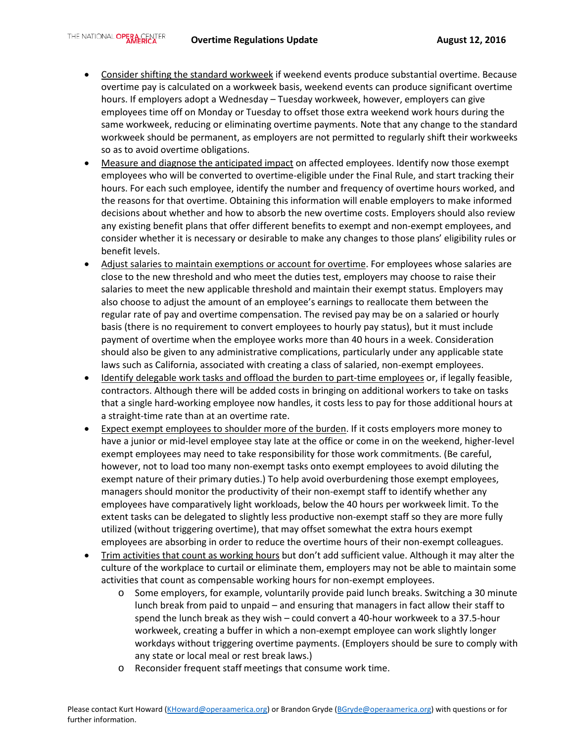- Consider shifting the standard workweek if weekend events produce substantial overtime. Because overtime pay is calculated on a workweek basis, weekend events can produce significant overtime hours. If employers adopt a Wednesday – Tuesday workweek, however, employers can give employees time off on Monday or Tuesday to offset those extra weekend work hours during the same workweek, reducing or eliminating overtime payments. Note that any change to the standard workweek should be permanent, as employers are not permitted to regularly shift their workweeks so as to avoid overtime obligations.
- Measure and diagnose the anticipated impact on affected employees. Identify now those exempt employees who will be converted to overtime-eligible under the Final Rule, and start tracking their hours. For each such employee, identify the number and frequency of overtime hours worked, and the reasons for that overtime. Obtaining this information will enable employers to make informed decisions about whether and how to absorb the new overtime costs. Employers should also review any existing benefit plans that offer different benefits to exempt and non-exempt employees, and consider whether it is necessary or desirable to make any changes to those plans' eligibility rules or benefit levels.
- Adjust salaries to maintain exemptions or account for overtime. For employees whose salaries are close to the new threshold and who meet the duties test, employers may choose to raise their salaries to meet the new applicable threshold and maintain their exempt status. Employers may also choose to adjust the amount of an employee's earnings to reallocate them between the regular rate of pay and overtime compensation. The revised pay may be on a salaried or hourly basis (there is no requirement to convert employees to hourly pay status), but it must include payment of overtime when the employee works more than 40 hours in a week. Consideration should also be given to any administrative complications, particularly under any applicable state laws such as California, associated with creating a class of salaried, non-exempt employees.
- Identify delegable work tasks and offload the burden to part-time employees or, if legally feasible, contractors. Although there will be added costs in bringing on additional workers to take on tasks that a single hard-working employee now handles, it costs less to pay for those additional hours at a straight-time rate than at an overtime rate.
- Expect exempt employees to shoulder more of the burden. If it costs employers more money to have a junior or mid-level employee stay late at the office or come in on the weekend, higher-level exempt employees may need to take responsibility for those work commitments. (Be careful, however, not to load too many non-exempt tasks onto exempt employees to avoid diluting the exempt nature of their primary duties.) To help avoid overburdening those exempt employees, managers should monitor the productivity of their non-exempt staff to identify whether any employees have comparatively light workloads, below the 40 hours per workweek limit. To the extent tasks can be delegated to slightly less productive non-exempt staff so they are more fully utilized (without triggering overtime), that may offset somewhat the extra hours exempt employees are absorbing in order to reduce the overtime hours of their non-exempt colleagues.
- Trim activities that count as working hours but don't add sufficient value. Although it may alter the culture of the workplace to curtail or eliminate them, employers may not be able to maintain some activities that count as compensable working hours for non-exempt employees.
  - Some employers, for example, voluntarily provide paid lunch breaks. Switching a 30 minute lunch break from paid to unpaid – and ensuring that managers in fact allow their staff to spend the lunch break as they wish – could convert a 40-hour workweek to a 37.5-hour workweek, creating a buffer in which a non-exempt employee can work slightly longer workdays without triggering overtime payments. (Employers should be sure to comply with any state or local meal or rest break laws.)
  - Reconsider frequent staff meetings that consume work time.

Please contact Kurt Howard (KHoward@operaamerica.org) or Brandon Gryde (BGryde@operaamerica.org) with questions or for further information.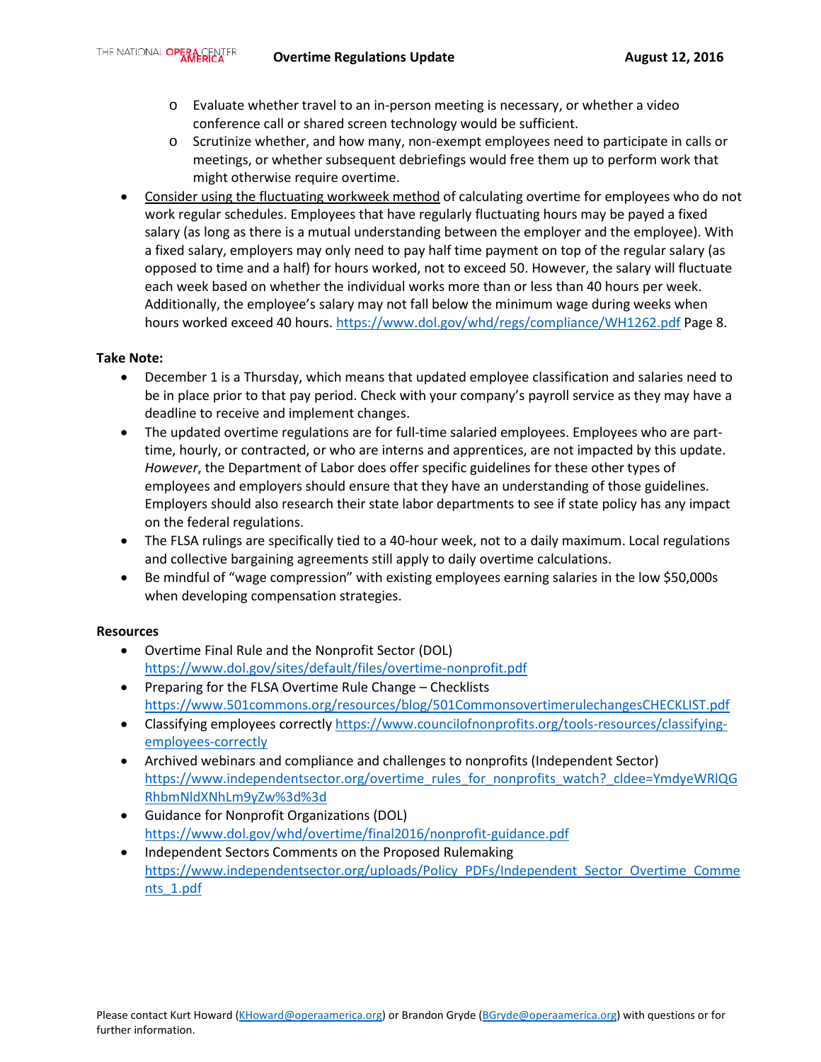- Evaluate whether travel to an in-person meeting is necessary, or whether a video conference call or shared screen technology would be sufficient.
  - Scrutinize whether, and how many, non-exempt employees need to participate in calls or meetings, or whether subsequent debriefings would free them up to perform work that might otherwise require overtime.
- Consider using the fluctuating workweek method of calculating overtime for employees who do not work regular schedules. Employees that have regularly fluctuating hours may be payed a fixed salary (as long as there is a mutual understanding between the employer and the employee). With a fixed salary, employers may only need to pay half time payment on top of the regular salary (as opposed to time and a half) for hours worked, not to exceed 50. However, the salary will fluctuate each week based on whether the individual works more than or less than 40 hours per week. Additionally, the employee's salary may not fall below the minimum wage during weeks when hours worked exceed 40 hours. https://www.dol.gov/whd/regs/compliance/WH1262.pdf Page 8.

**Take Note:**

- December 1 is a Thursday, which means that updated employee classification and salaries need to be in place prior to that pay period. Check with your company's payroll service as they may have a deadline to receive and implement changes.
- The updated overtime regulations are for full-time salaried employees. Employees who are part-time, hourly, or contracted, or who are interns and apprentices, are not impacted by this update. *However*, the Department of Labor does offer specific guidelines for these other types of employees and employers should ensure that they have an understanding of those guidelines. Employers should also research their state labor departments to see if state policy has any impact on the federal regulations.
- The FLSA rulings are specifically tied to a 40-hour week, not to a daily maximum. Local regulations and collective bargaining agreements still apply to daily overtime calculations.
- Be mindful of "wage compression" with existing employees earning salaries in the low $50,000s when developing compensation strategies.

**Resources**

- Overtime Final Rule and the Nonprofit Sector (DOL) https://www.dol.gov/sites/default/files/overtime-nonprofit.pdf
- Preparing for the FLSA Overtime Rule Change – Checklists https://www.501commons.org/resources/blog/501CommonsovertimerulechangesCHECKLIST.pdf
- Classifying employees correctly https://www.councilofnonprofits.org/tools-resources/classifying-employees-correctly
- Archived webinars and compliance and challenges to nonprofits (Independent Sector) https://www.independentsector.org/overtime_rules_for_nonprofits_watch?_cldee=YmdyeWRlQGRhbmNldXNhLm9yZw%3d%3d
- Guidance for Nonprofit Organizations (DOL) https://www.dol.gov/whd/overtime/final2016/nonprofit-guidance.pdf
- Independent Sectors Comments on the Proposed Rulemaking https://www.independentsector.org/uploads/Policy_PDFs/Independent_Sector_Overtime_Comments_1.pdf

Please contact Kurt Howard (KHoward@operaamerica.org) or Brandon Gryde (BGryde@operaamerica.org) with questions or for further information.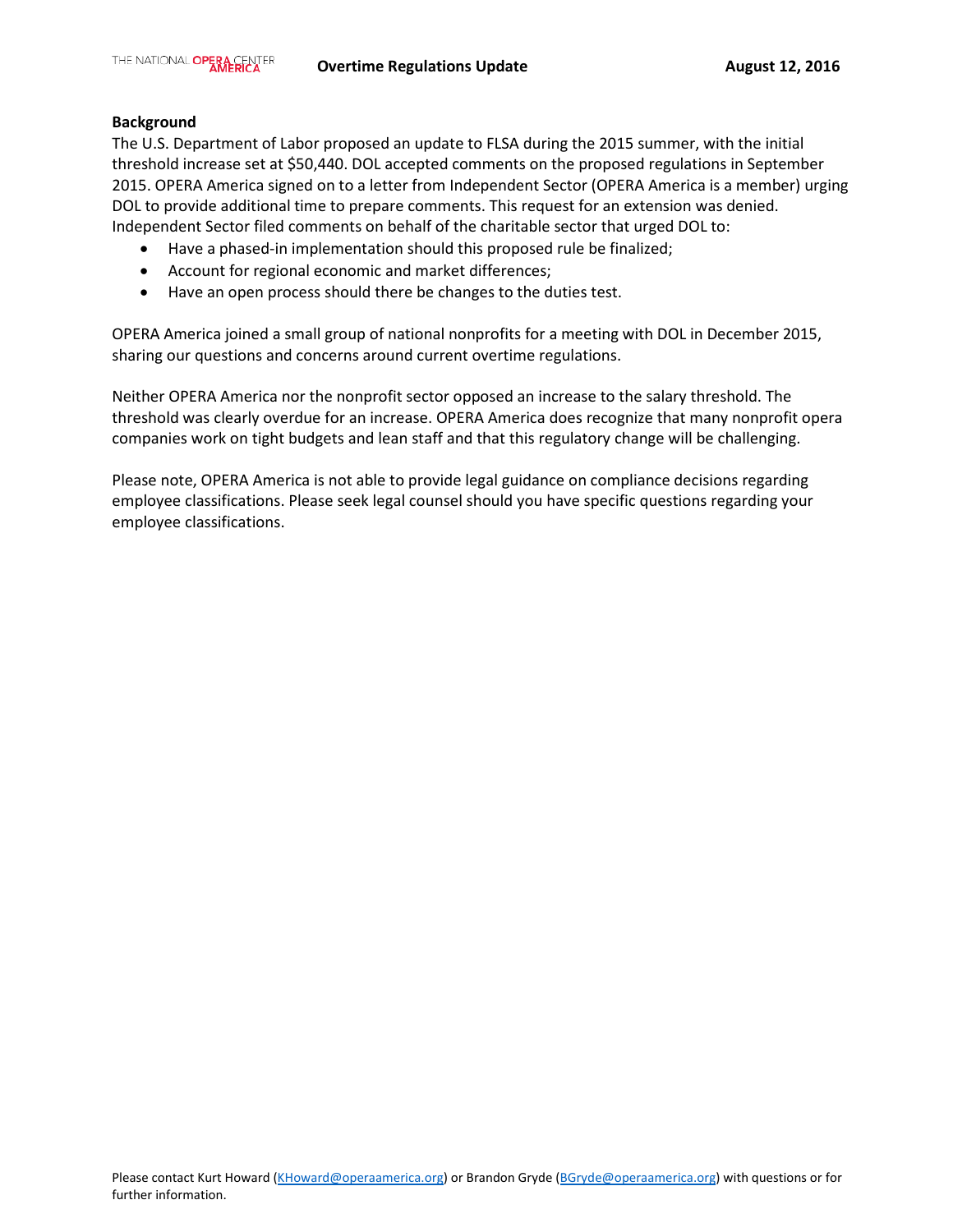**Background**

The U.S. Department of Labor proposed an update to FLSA during the 2015 summer, with the initial threshold increase set at $50,440. DOL accepted comments on the proposed regulations in September 2015. OPERA America signed on to a letter from Independent Sector (OPERA America is a member) urging DOL to provide additional time to prepare comments. This request for an extension was denied. Independent Sector filed comments on behalf of the charitable sector that urged DOL to:

- Have a phased-in implementation should this proposed rule be finalized;
- Account for regional economic and market differences;
- Have an open process should there be changes to the duties test.

OPERA America joined a small group of national nonprofits for a meeting with DOL in December 2015, sharing our questions and concerns around current overtime regulations.

Neither OPERA America nor the nonprofit sector opposed an increase to the salary threshold. The threshold was clearly overdue for an increase. OPERA America does recognize that many nonprofit opera companies work on tight budgets and lean staff and that this regulatory change will be challenging.

Please note, OPERA America is not able to provide legal guidance on compliance decisions regarding employee classifications. Please seek legal counsel should you have specific questions regarding your employee classifications.

Please contact Kurt Howard (KHoward@operaamerica.org) or Brandon Gryde (BGryde@operaamerica.org) with questions or for further information.